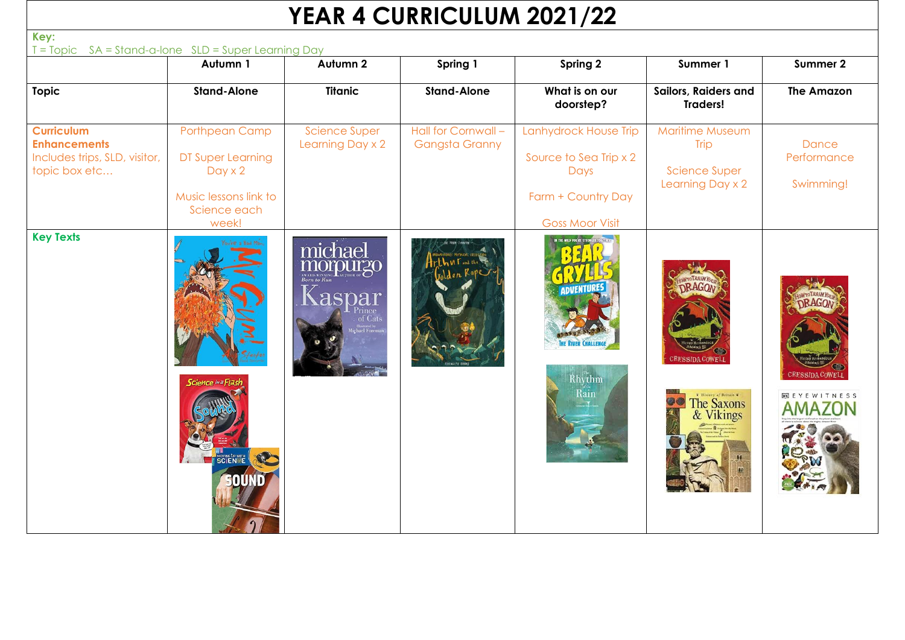# YEAR 4 CURRICULUM 2021/22

**Key:**
T = Topic SA = Stand-a-lone SLD = Super Learning Day

| | Autumn 1 | Autumn 2 | Spring 1 | Spring 2 | Summer 1 | Summer 2 |
|---|---|---|---|---|---|---|
| **Topic** | **Stand-Alone** | **Titanic** | **Stand-Alone** | **What is on our doorstep?** | **Sailors, Raiders and Traders!** | **The Amazon** |
| **Curriculum Enhancements** Includes trips, SLD, visitor, topic box etc… | Porthpean Camp<br><br>DT Super Learning Day x 2<br><br>Music lessons link to Science each week! | Science Super Learning Day x 2 | Hall for Cornwall – Gangsta Granny | Lanhydrock House Trip<br><br>Source to Sea Trip x 2 Days<br><br>Farm + Country Day<br><br>Goss Moor Visit | Maritime Museum Trip<br><br>Science Super Learning Day x 2 | Dance Performance<br><br>Swimming! |
| **Key Texts** | Mr Gum (Andy Stanton)<br>Science in a Flash: Sound<br>Working with Science: Sound | Kaspar Prince of Cats (Michael Morpurgo) | Arthur and the Golden Rope (Joe Todd-Stanton) | Bear Grylls Adventures: The River Challenge<br>The Rhythm of the Rain | How to Train Your Dragon (Cressida Cowell)<br>The Saxons & Vikings | How to Train Your Dragon (Cressida Cowell)<br>Eyewitness Amazon |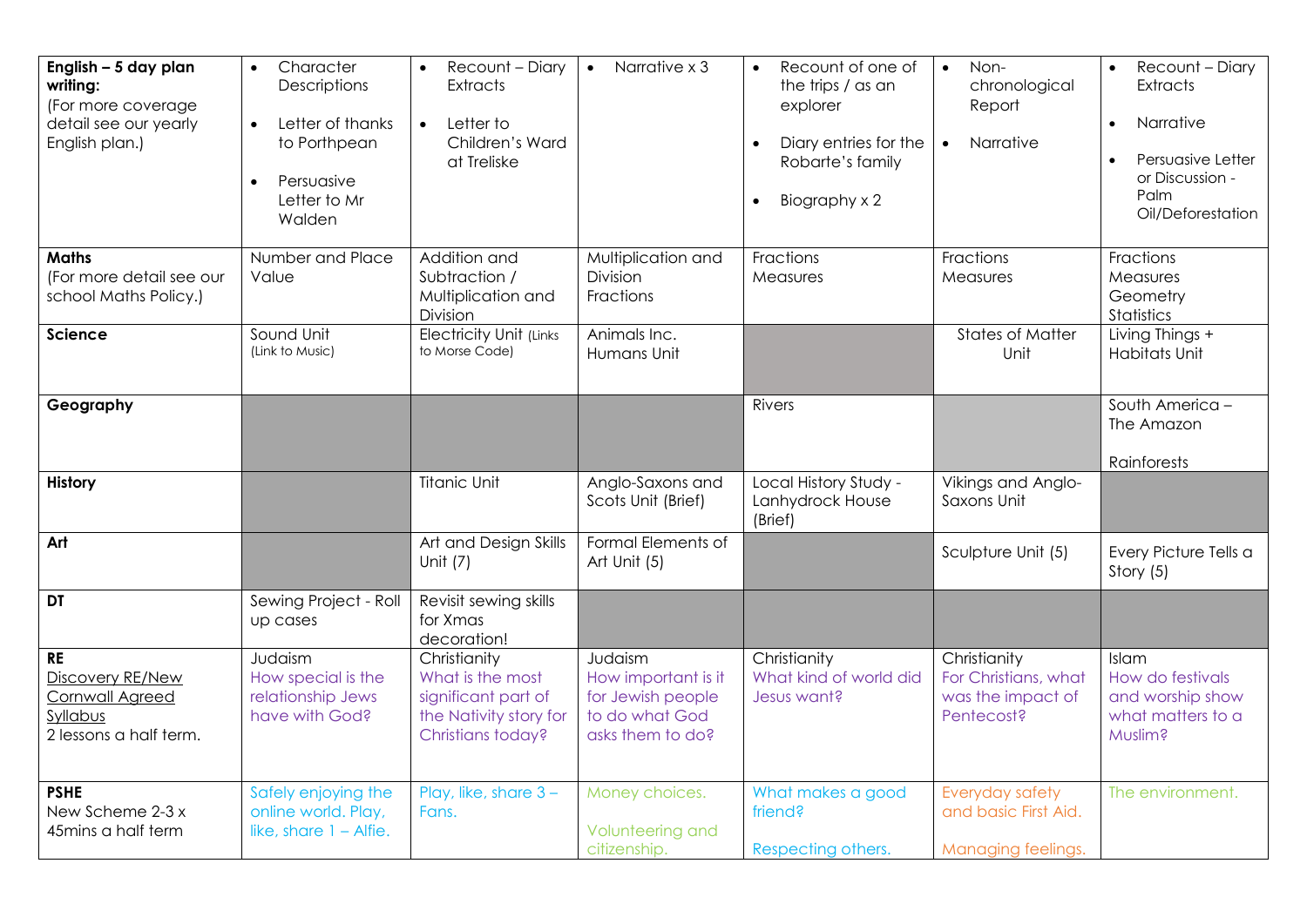| **English – 5 day plan writing:** (For more coverage detail see our yearly English plan.) | • Character Descriptions<br>• Letter of thanks to Porthpean<br>• Persuasive Letter to Mr Walden | • Recount – Diary Extracts<br>• Letter to Children's Ward at Treliske | • Narrative x 3 | • Recount of one of the trips / as an explorer<br>• Diary entries for the Robarte's family<br>• Biography x 2 | • Non-chronological Report<br>• Narrative | • Recount – Diary Extracts<br>• Narrative<br>• Persuasive Letter or Discussion - Palm Oil/Deforestation |
|---|---|---|---|---|---|---|
| **Maths** (For more detail see our school Maths Policy.) | Number and Place Value | Addition and Subtraction / Multiplication and Division | Multiplication and Division Fractions | Fractions Measures | Fractions Measures | Fractions Measures Geometry Statistics |
| **Science** | Sound Unit (Link to Music) | Electricity Unit (Links to Morse Code) | Animals Inc. Humans Unit | | States of Matter Unit | Living Things + Habitats Unit |
| **Geography** | | | | Rivers | | South America – The Amazon<br>Rainforests |
| **History** | | Titanic Unit | Anglo-Saxons and Scots Unit (Brief) | Local History Study - Lanhydrock House (Brief) | Vikings and Anglo-Saxons Unit | |
| **Art** | | Art and Design Skills Unit (7) | Formal Elements of Art Unit (5) | | Sculpture Unit (5) | Every Picture Tells a Story (5) |
| **DT** | Sewing Project - Roll up cases | Revisit sewing skills for Xmas decoration! | | | | |
| **RE** Discovery RE/New Cornwall Agreed Syllabus 2 lessons a half term. | Judaism How special is the relationship Jews have with God? | Christianity What is the most significant part of the Nativity story for Christians today? | Judaism How important is it for Jewish people to do what God asks them to do? | Christianity What kind of world did Jesus want? | Christianity For Christians, what was the impact of Pentecost? | Islam How do festivals and worship show what matters to a Muslim? |
| **PSHE** New Scheme 2-3 x 45mins a half term | Safely enjoying the online world. Play, like, share 1 – Alfie. | Play, like, share 3 – Fans. | Money choices.<br>Volunteering and citizenship. | What makes a good friend?<br>Respecting others. | Everyday safety and basic First Aid.<br>Managing feelings. | The environment. |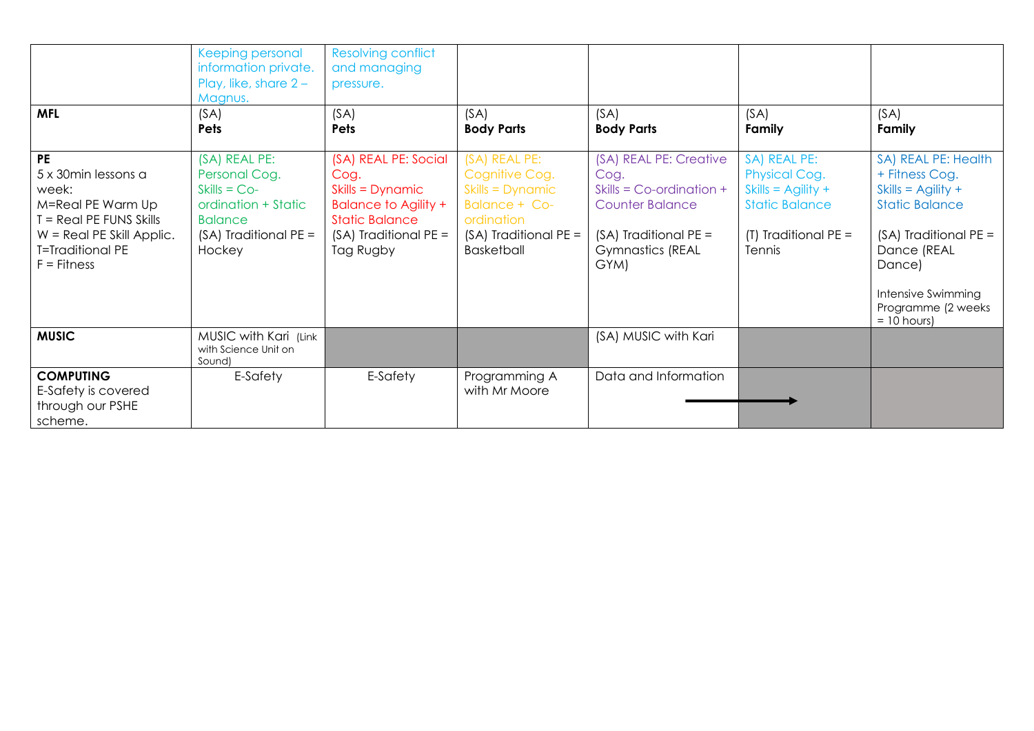| | | | | | | |
|---|---|---|---|---|---|---|
| | Keeping personal information private. Play, like, share 2 – Magnus. | Resolving conflict and managing pressure. | | | | |
| **MFL** | (SA) **Pets** | (SA) **Pets** | (SA) **Body Parts** | (SA) **Body Parts** | (SA) **Family** | (SA) **Family** |
| **PE** 5 x 30min lessons a week: M=Real PE Warm Up T = Real PE FUNS Skills W = Real PE Skill Applic. T=Traditional PE F = Fitness | (SA) REAL PE: Personal Cog. Skills = Co-ordination + Static Balance (SA) Traditional PE = Hockey | (SA) REAL PE: Social Cog. Skills = Dynamic Balance to Agility + Static Balance (SA) Traditional PE = Tag Rugby | (SA) REAL PE: Cognitive Cog. Skills = Dynamic Balance + Co-ordination (SA) Traditional PE = Basketball | (SA) REAL PE: Creative Cog. Skills = Co-ordination + Counter Balance (SA) Traditional PE = Gymnastics (REAL GYM) | SA) REAL PE: Physical Cog. Skills = Agility + Static Balance (T) Traditional PE = Tennis | SA) REAL PE: Health + Fitness Cog. Skills = Agility + Static Balance (SA) Traditional PE = Dance (REAL Dance) Intensive Swimming Programme (2 weeks = 10 hours) |
| **MUSIC** | MUSIC with Kari (Link with Science Unit on Sound) | | | (SA) MUSIC with Kari | | |
| **COMPUTING** E-Safety is covered through our PSHE scheme. | E-Safety | E-Safety | Programming A with Mr Moore | Data and Information → | | |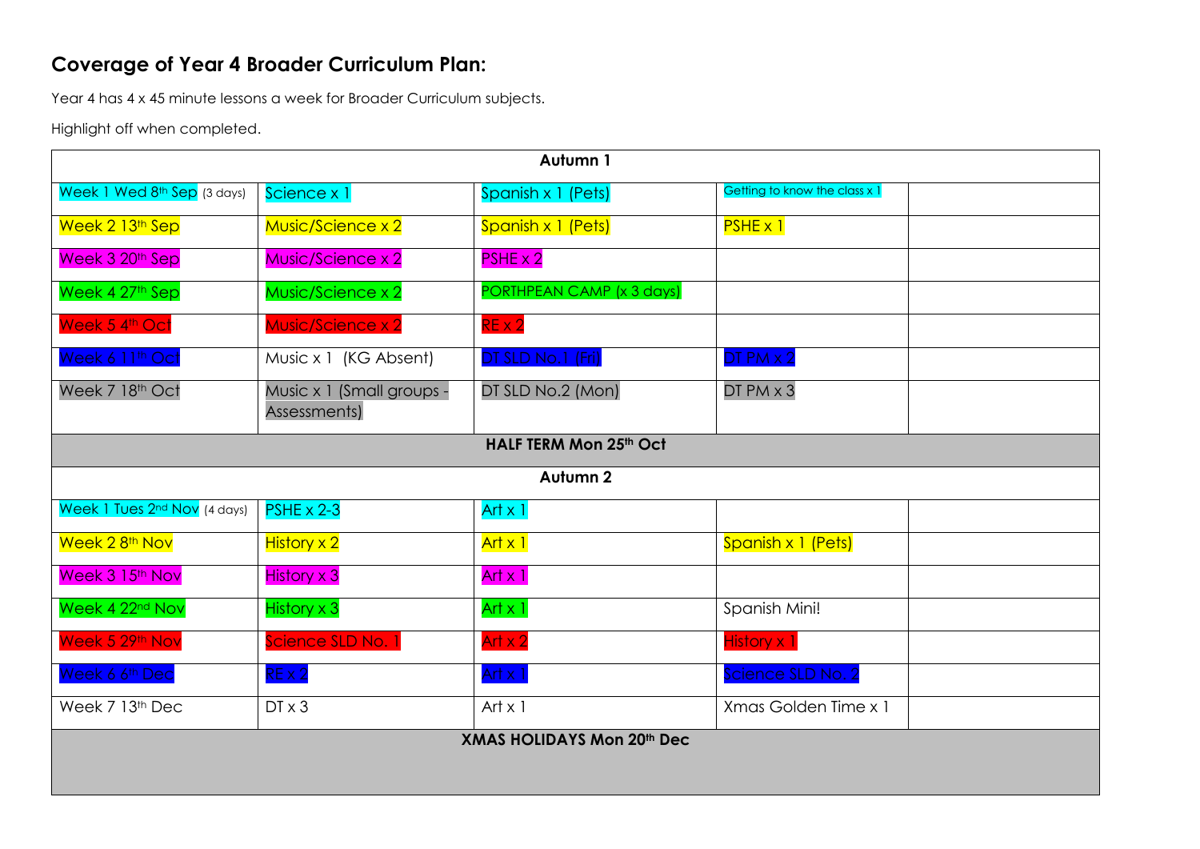## Coverage of Year 4 Broader Curriculum Plan:

Year 4 has 4 x 45 minute lessons a week for Broader Curriculum subjects.

Highlight off when completed.

| Autumn 1 | | | | |
|---|---|---|---|---|
| Week 1 Wed 8th Sep (3 days) | Science x 1 | Spanish x 1 (Pets) | Getting to know the class x 1 | |
| Week 2 13th Sep | Music/Science x 2 | Spanish x 1 (Pets) | PSHE x 1 | |
| Week 3 20th Sep | Music/Science x 2 | PSHE x 2 | | |
| Week 4 27th Sep | Music/Science x 2 | PORTHPEAN CAMP (x 3 days) | | |
| Week 5 4th Oct | Music/Science x 2 | RE x 2 | | |
| Week 6 11th Oct | Music x 1 (KG Absent) | DT SLD No.1 (Fri) | DT PM x 2 | |
| Week 7 18th Oct | Music x 1 (Small groups - Assessments) | DT SLD No.2 (Mon) | DT PM x 3 | |
| **HALF TERM Mon 25th Oct** | | | | |
| **Autumn 2** | | | | |
| Week 1 Tues 2nd Nov (4 days) | PSHE x 2-3 | Art x 1 | | |
| Week 2 8th Nov | History x 2 | Art x 1 | Spanish x 1 (Pets) | |
| Week 3 15th Nov | History x 3 | Art x 1 | | |
| Week 4 22nd Nov | History x 3 | Art x 1 | Spanish Mini! | |
| Week 5 29th Nov | Science SLD No. 1 | Art x 2 | History x 1 | |
| Week 6 6th Dec | RE x 2 | Art x 1 | Science SLD No. 2 | |
| Week 7 13th Dec | DT x 3 | Art x 1 | Xmas Golden Time x 1 | |
| **XMAS HOLIDAYS Mon 20th Dec** | | | | |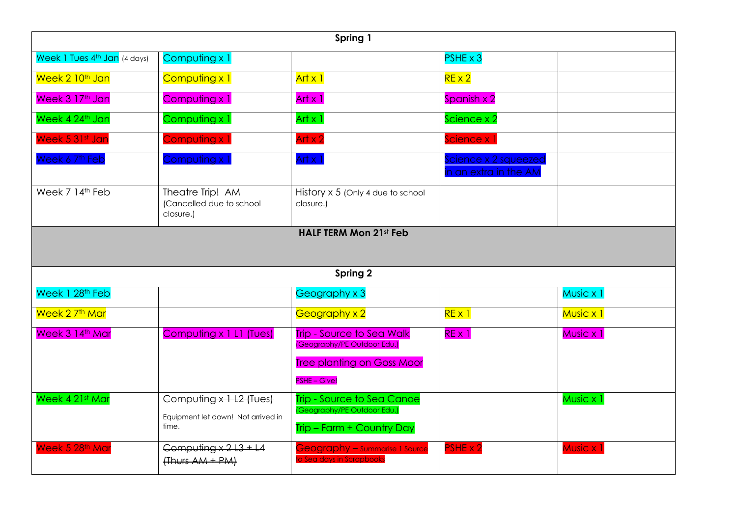| Spring 1 | | | | |
|---|---|---|---|---|
| Week 1 Tues 4th Jan (4 days) | Computing x 1 | | PSHE x 3 | |
| Week 2 10th Jan | Computing x 1 | Art x 1 | RE x 2 | |
| Week 3 17th Jan | Computing x 1 | Art x 1 | Spanish x 2 | |
| Week 4 24th Jan | Computing x 1 | Art x 1 | Science x 2 | |
| Week 5 31st Jan | Computing x 1 | Art x 2 | Science x 1 | |
| Week 6 7th Feb | Computing x 1 | Art x 1 | Science x 2 squeezed in an extra in the AM | |
| Week 7 14th Feb | Theatre Trip! AM (Cancelled due to school closure.) | History x 5 (Only 4 due to school closure.) | | |
| **HALF TERM Mon 21st Feb** | | | | |
| **Spring 2** | | | | |
| Week 1 28th Feb | | Geography x 3 | | Music x 1 |
| Week 2 7th Mar | | Geography x 2 | RE x 1 | Music x 1 |
| Week 3 14th Mar | Computing x 1 L1 (Tues) | Trip - Source to Sea Walk (Geography/PE Outdoor Edu.) Tree planting on Goss Moor PSHE – Give! | RE x 1 | Music x 1 |
| Week 4 21st Mar | ~~Computing x 1 L2 (Tues)~~ Equipment let down! Not arrived in time. | Trip - Source to Sea Canoe (Geography/PE Outdoor Edu.) Trip – Farm + Country Day | | Music x 1 |
| Week 5 28th Mar | ~~Computing x 2 L3 + L4 (Thurs AM + PM)~~ | Geography – Summarise 1 Source to Sea days in Scrapbooks | PSHE x 2 | Music x 1 |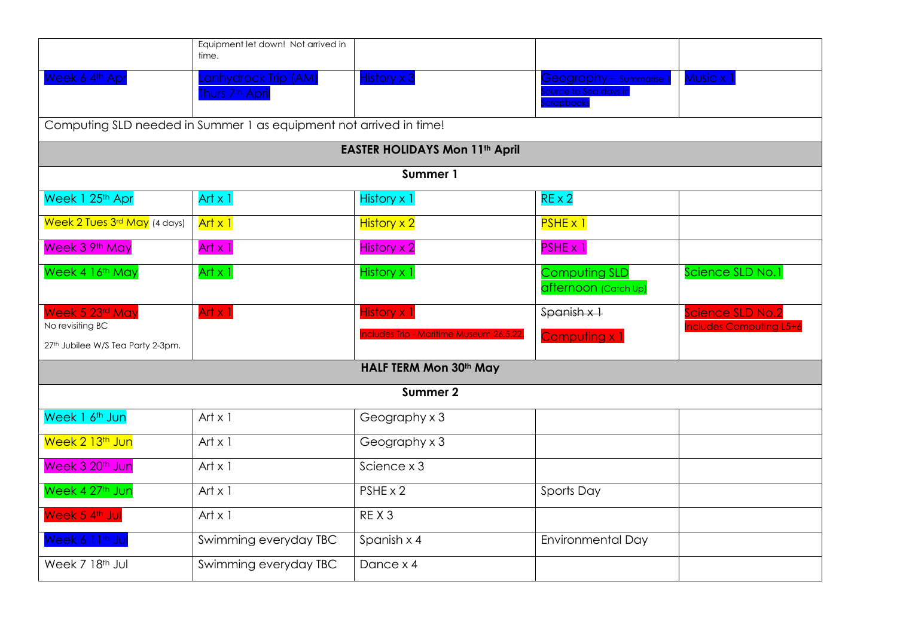| | | | | |
|---|---|---|---|---|
| | Equipment let down! Not arrived in time. | | | |
| Week 6 4th Apr | Lanhydrock Trip (AM) Thurs 7th April | History x 3 | Geography – Summarise 1 Source to Sea days in Scrapbooks | Music x 1 |
| Computing SLD needed in Summer 1 as equipment not arrived in time! | | | | |
| **EASTER HOLIDAYS Mon 11th April** | | | | |
| **Summer 1** | | | | |
| Week 1 25th Apr | Art x 1 | History x 1 | RE x 2 | |
| Week 2 Tues 3rd May (4 days) | Art x 1 | History x 2 | PSHE x 1 | |
| Week 3 9th May | Art x 1 | History x 2 | PSHE x 1 | |
| Week 4 16th May | Art x 1 | History x 1 | Computing SLD afternoon (Catch Up) | Science SLD No.1 |
| Week 5 23rd May<br>No revisiting BC<br>27th Jubilee W/S Tea Party 2-3pm. | Art x 1 | History x 1<br>Includes Trip - Maritime Museum 26.5.22. | ~~Spanish x 1~~<br>Computing x 1 | Science SLD No.2<br>Includes Computing L5+6 |
| **HALF TERM Mon 30th May** | | | | |
| **Summer 2** | | | | |
| Week 1 6th Jun | Art x 1 | Geography x 3 | | |
| Week 2 13th Jun | Art x 1 | Geography x 3 | | |
| Week 3 20th Jun | Art x 1 | Science x 3 | | |
| Week 4 27th Jun | Art x 1 | PSHE x 2 | Sports Day | |
| Week 5 4th Jul | Art x 1 | RE X 3 | | |
| Week 6 11th Jul | Swimming everyday TBC | Spanish x 4 | Environmental Day | |
| Week 7 18th Jul | Swimming everyday TBC | Dance x 4 | | |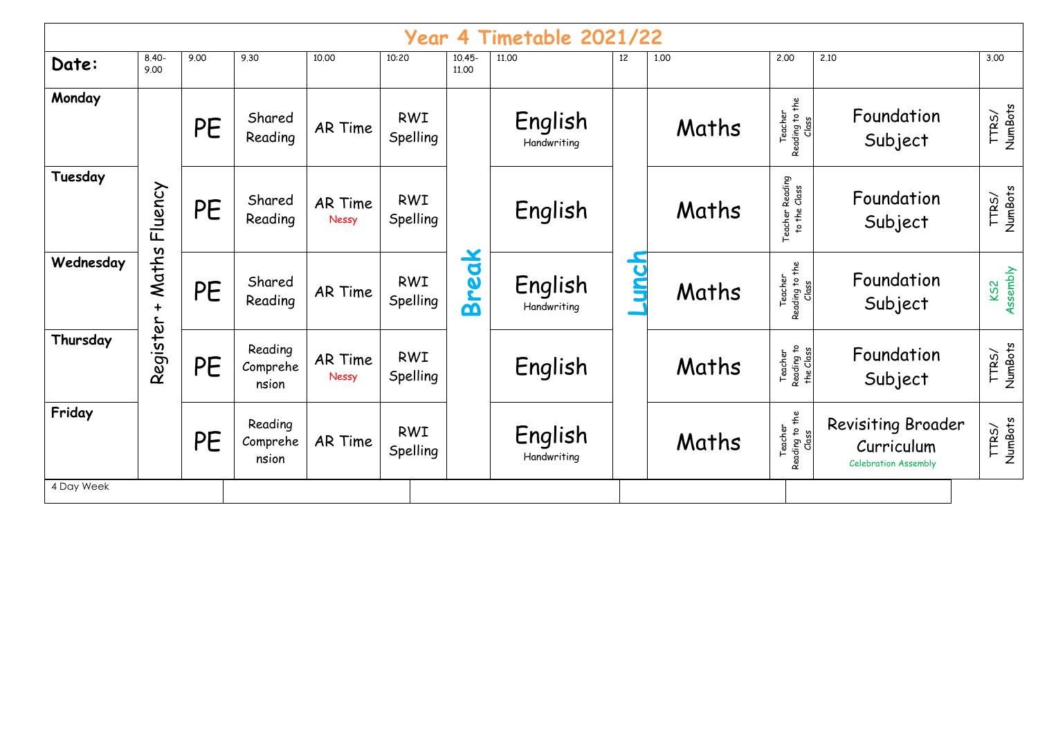# Year 4 Timetable 2021/22

| Date: | 8.40-9.00 | 9.00 | 9.30 | 10.00 | 10:20 | 10.45-11.00 | 11.00 | 12 | 1.00 | 2.00 | 2.10 | 3.00 |
|---|---|---|---|---|---|---|---|---|---|---|---|---|
| Monday | Register + Maths Fluency | PE | Shared Reading | AR Time | RWI Spelling | Break | English Handwriting | Lunch | Maths | Teacher Reading to the Class | Foundation Subject | TTRS/ NumBots |
| Tuesday | Register + Maths Fluency | PE | Shared Reading | AR Time Nessy | RWI Spelling | Break | English | Lunch | Maths | Teacher Reading to the Class | Foundation Subject | TTRS/ NumBots |
| Wednesday | Register + Maths Fluency | PE | Shared Reading | AR Time | RWI Spelling | Break | English Handwriting | Lunch | Maths | Teacher Reading to the Class | Foundation Subject | KS2 Assembly |
| Thursday | Register + Maths Fluency | PE | Reading Comprehension | AR Time Nessy | RWI Spelling | Break | English | Lunch | Maths | Teacher Reading to the Class | Foundation Subject | TTRS/ NumBots |
| Friday | Register + Maths Fluency | PE | Reading Comprehension | AR Time | RWI Spelling | Break | English Handwriting | Lunch | Maths | Teacher Reading to the Class | Revisiting Broader Curriculum Celebration Assembly | TTRS/ NumBots |

4 Day Week